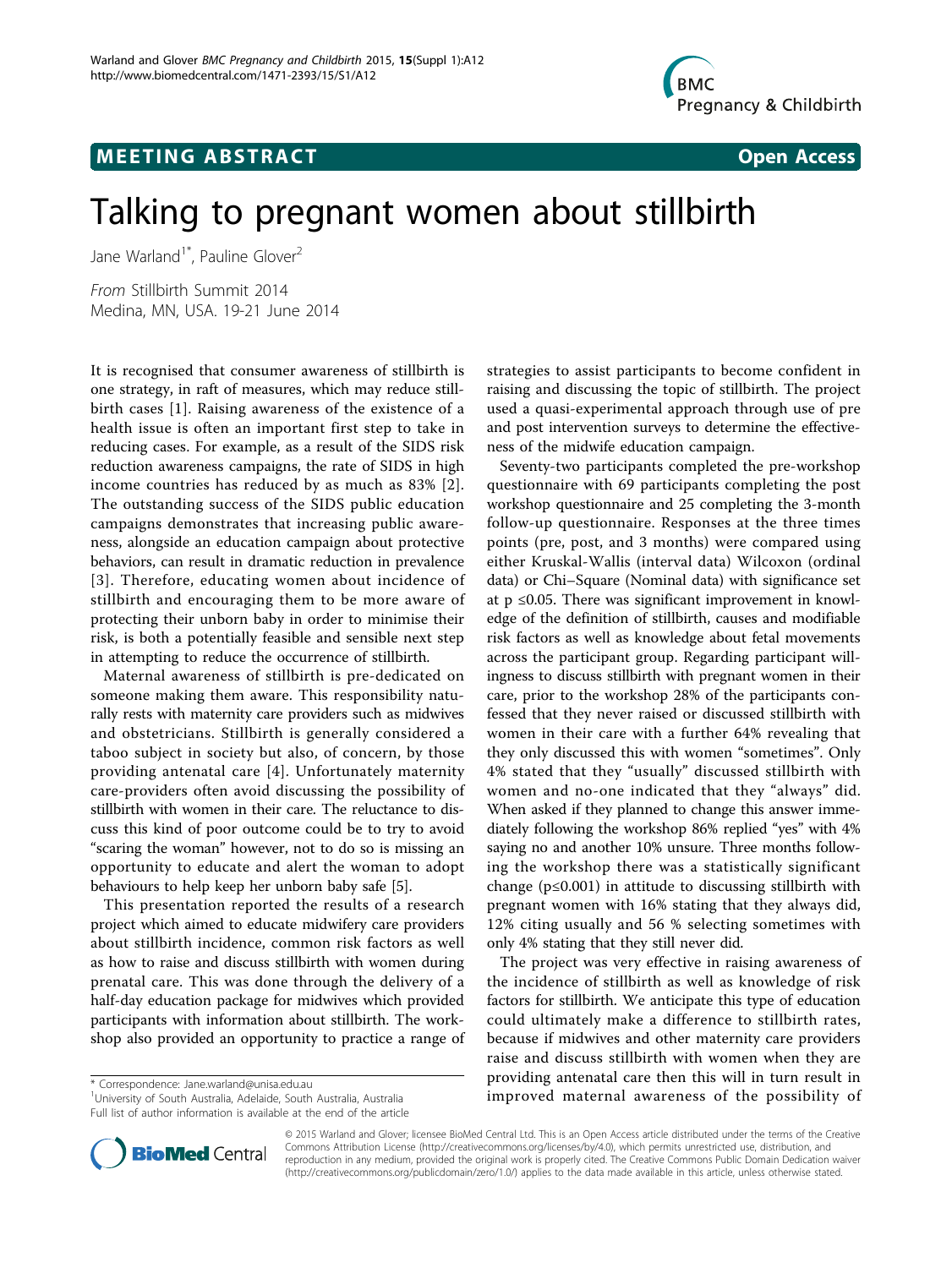**MEETING ABSTRACT** **Open Access**

# Talking to pregnant women about stillbirth

Jane Warland[1*], Pauline Glover[2]

*From* Stillbirth Summit 2014
Medina, MN, USA. 19-21 June 2014

It is recognised that consumer awareness of stillbirth is one strategy, in raft of measures, which may reduce stillbirth cases [1]. Raising awareness of the existence of a health issue is often an important first step to take in reducing cases. For example, as a result of the SIDS risk reduction awareness campaigns, the rate of SIDS in high income countries has reduced by as much as 83% [2]. The outstanding success of the SIDS public education campaigns demonstrates that increasing public awareness, alongside an education campaign about protective behaviors, can result in dramatic reduction in prevalence [3]. Therefore, educating women about incidence of stillbirth and encouraging them to be more aware of protecting their unborn baby in order to minimise their risk, is both a potentially feasible and sensible next step in attempting to reduce the occurrence of stillbirth.

Maternal awareness of stillbirth is pre-dedicated on someone making them aware. This responsibility naturally rests with maternity care providers such as midwives and obstetricians. Stillbirth is generally considered a taboo subject in society but also, of concern, by those providing antenatal care [4]. Unfortunately maternity care-providers often avoid discussing the possibility of stillbirth with women in their care. The reluctance to discuss this kind of poor outcome could be to try to avoid "scaring the woman" however, not to do so is missing an opportunity to educate and alert the woman to adopt behaviours to help keep her unborn baby safe [5].

This presentation reported the results of a research project which aimed to educate midwifery care providers about stillbirth incidence, common risk factors as well as how to raise and discuss stillbirth with women during prenatal care. This was done through the delivery of a half-day education package for midwives which provided participants with information about stillbirth. The workshop also provided an opportunity to practice a range of strategies to assist participants to become confident in raising and discussing the topic of stillbirth. The project used a quasi-experimental approach through use of pre and post intervention surveys to determine the effectiveness of the midwife education campaign.

Seventy-two participants completed the pre-workshop questionnaire with 69 participants completing the post workshop questionnaire and 25 completing the 3-month follow-up questionnaire. Responses at the three times points (pre, post, and 3 months) were compared using either Kruskal-Wallis (interval data) Wilcoxon (ordinal data) or Chi–Square (Nominal data) with significance set at $p \leq 0.05$. There was significant improvement in knowledge of the definition of stillbirth, causes and modifiable risk factors as well as knowledge about fetal movements across the participant group. Regarding participant willingness to discuss stillbirth with pregnant women in their care, prior to the workshop 28% of the participants confessed that they never raised or discussed stillbirth with women in their care with a further 64% revealing that they only discussed this with women "sometimes". Only 4% stated that they "usually" discussed stillbirth with women and no-one indicated that they "always" did. When asked if they planned to change this answer immediately following the workshop 86% replied "yes" with 4% saying no and another 10% unsure. Three months following the workshop there was a statistically significant change ($p \leq 0.001$) in attitude to discussing stillbirth with pregnant women with 16% stating that they always did, 12% citing usually and 56 % selecting sometimes with only 4% stating that they still never did.

The project was very effective in raising awareness of the incidence of stillbirth as well as knowledge of risk factors for stillbirth. We anticipate this type of education could ultimately make a difference to stillbirth rates, because if midwives and other maternity care providers raise and discuss stillbirth with women when they are providing antenatal care then this will in turn result in improved maternal awareness of the possibility of

\* Correspondence: Jane.warland@unisa.edu.au
[1]University of South Australia, Adelaide, South Australia, Australia
Full list of author information is available at the end of the article

© 2015 Warland and Glover; licensee BioMed Central Ltd. This is an Open Access article distributed under the terms of the Creative Commons Attribution License (http://creativecommons.org/licenses/by/4.0), which permits unrestricted use, distribution, and reproduction in any medium, provided the original work is properly cited. The Creative Commons Public Domain Dedication waiver (http://creativecommons.org/publicdomain/zero/1.0/) applies to the data made available in this article, unless otherwise stated.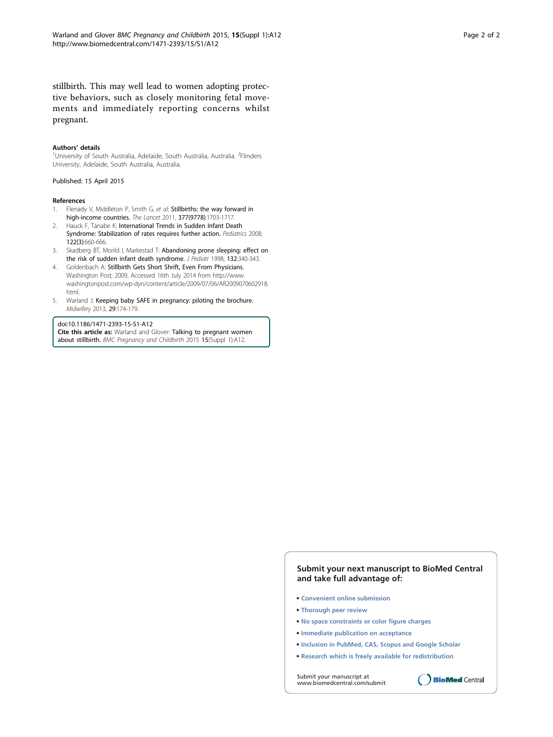stillbirth. This may well lead to women adopting protective behaviors, such as closely monitoring fetal movements and immediately reporting concerns whilst pregnant.

#### Authors' details

[1]University of South Australia, Adelaide, South Australia, Australia. [2]Flinders University, Adelaide, South Australia, Australia.

Published: 15 April 2015

#### References

1. Flenady V, Middleton P, Smith G, *et al*: **Stillbirths: the way forward in high-income countries.** *The Lancet* 2011, **377(9778)**:1703-1717.
2. Hauck F, Tanabe K: **International Trends in Sudden Infant Death Syndrome: Stabilization of rates requires further action.** *Pediatrics* 2008, **122(3)**:660-666.
3. Skadberg BT, Morild I, Markestad T: **Abandoning prone sleeping: effect on the risk of sudden infant death syndrome.** *J Pediatr* 1998, **132**:340-343.
4. Goldenbach A: **Stillbirth Gets Short Shrift, Even From Physicians.** Washington Post; 2009, Accessed 16th July 2014 from http://www.washingtonpost.com/wp-dyn/content/article/2009/07/06/AR2009070602918.html.
5. Warland J: **Keeping baby SAFE in pregnancy: piloting the brochure.** *Midwifery* 2013, **29**:174-179.

doi:10.1186/1471-2393-15-S1-A12

**Cite this article as:** Warland and Glover: **Talking to pregnant women about stillbirth.** *BMC Pregnancy and Childbirth* 2015 **15**(Suppl 1):A12.

**Submit your next manuscript to BioMed Central and take full advantage of:**

- Convenient online submission
- Thorough peer review
- No space constraints or color figure charges
- Immediate publication on acceptance
- Inclusion in PubMed, CAS, Scopus and Google Scholar
- Research which is freely available for redistribution

Submit your manuscript at
www.biomedcentral.com/submit

BioMed Central